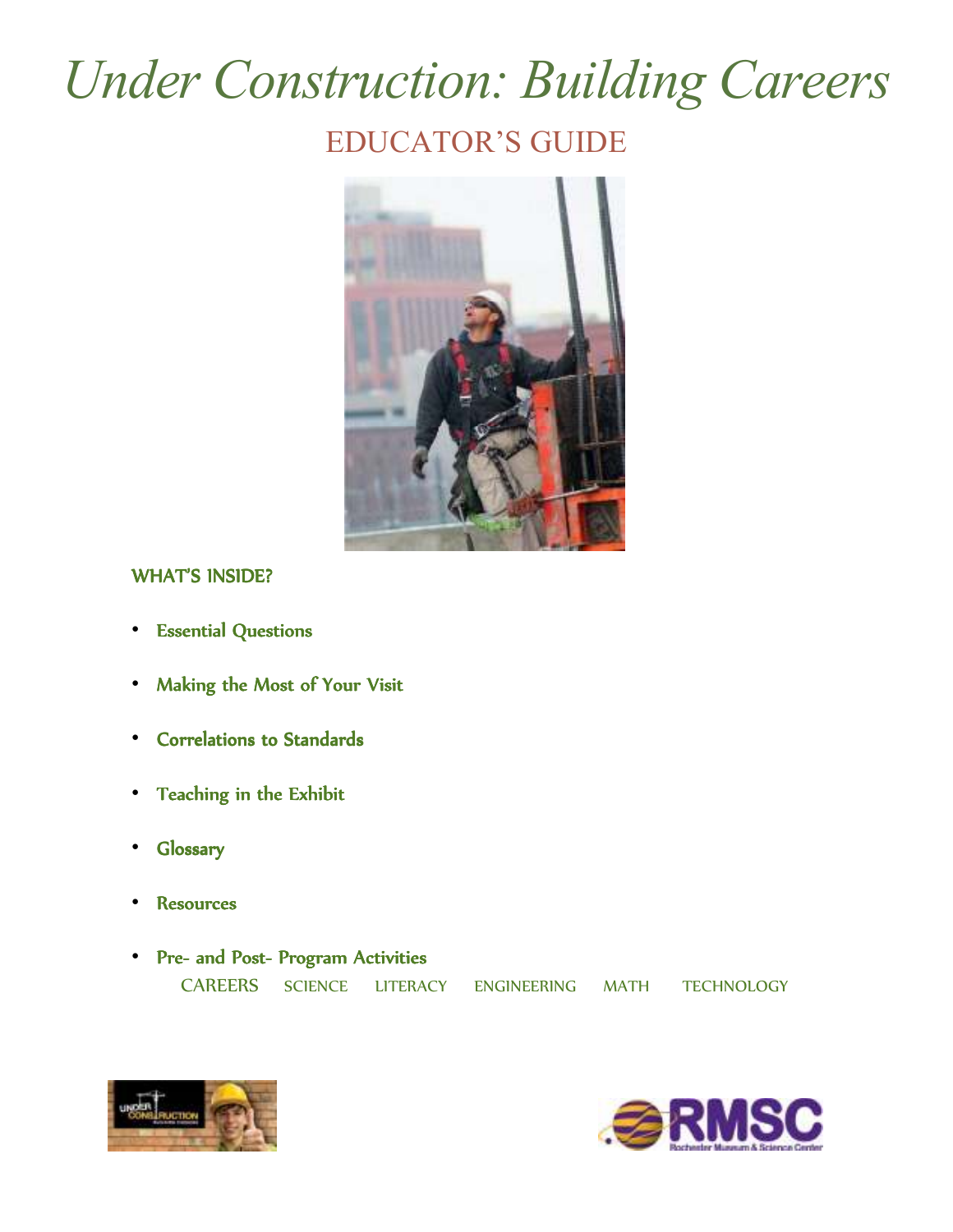# *Under Construction: Building Careers*

## EDUCATOR'S GUIDE

### WHAT'S INSIDE?

- Essential Questions
- Making the Most of Your Visit
- Correlations to Standards
- Teaching in the Exhibit
- Glossary
- Resources
- Pre- and Post- Program Activities

CAREERS SCIENCE LITERACY ENGINEERING MATH TECHNOLOGY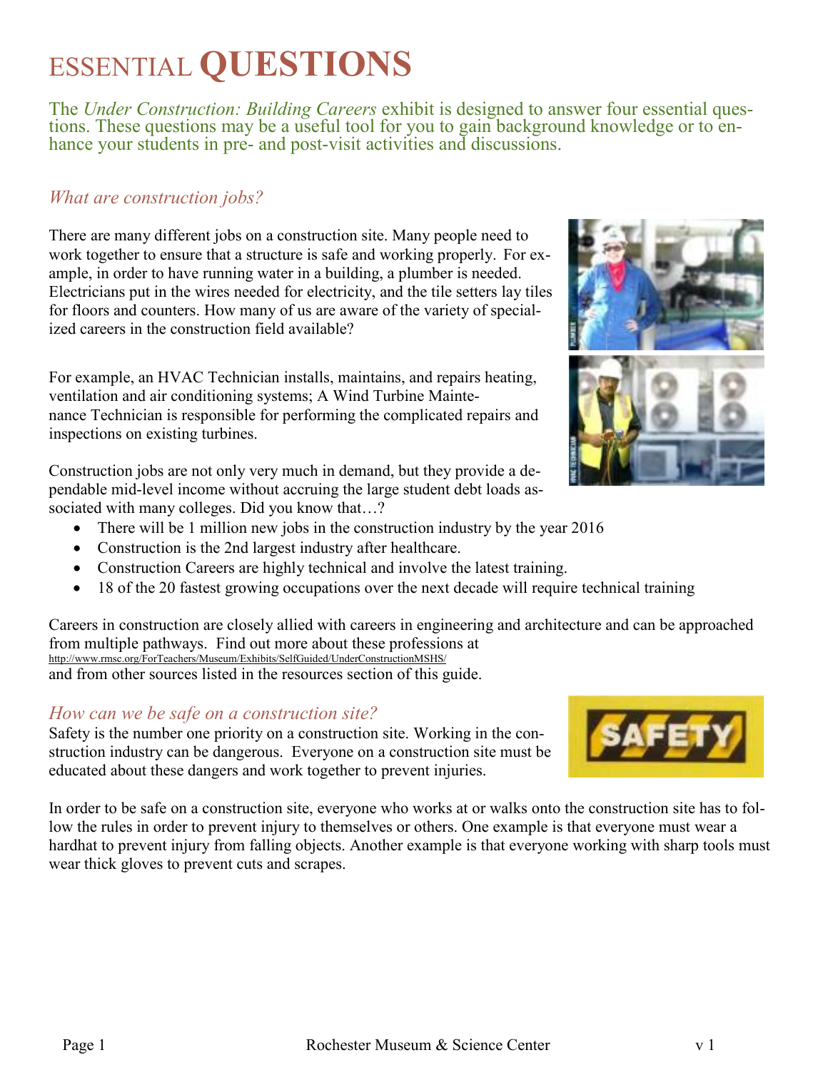# ESSENTIAL **QUESTIONS**

The *Under Construction: Building Careers* exhibit is designed to answer four essential questions. These questions may be a useful tool for you to gain background knowledge or to enhance your students in pre- and post-visit activities and discussions.

## *What are construction jobs?*

There are many different jobs on a construction site. Many people need to work together to ensure that a structure is safe and working properly. For example, in order to have running water in a building, a plumber is needed. Electricians put in the wires needed for electricity, and the tile setters lay tiles for floors and counters. How many of us are aware of the variety of specialized careers in the construction field available?

For example, an HVAC Technician installs, maintains, and repairs heating, ventilation and air conditioning systems; A Wind Turbine Maintenance Technician is responsible for performing the complicated repairs and inspections on existing turbines.

Construction jobs are not only very much in demand, but they provide a dependable mid-level income without accruing the large student debt loads associated with many colleges. Did you know that…?

- There will be 1 million new jobs in the construction industry by the year 2016
- Construction is the 2nd largest industry after healthcare.
- Construction Careers are highly technical and involve the latest training.
- 18 of the 20 fastest growing occupations over the next decade will require technical training

Careers in construction are closely allied with careers in engineering and architecture and can be approached from multiple pathways. Find out more about these professions at http://www.rmsc.org/ForTeachers/Museum/Exhibits/SelfGuided/UnderConstructionMSHS/ and from other sources listed in the resources section of this guide.

## *How can we be safe on a construction site?*

Safety is the number one priority on a construction site. Working in the construction industry can be dangerous. Everyone on a construction site must be educated about these dangers and work together to prevent injuries.

In order to be safe on a construction site, everyone who works at or walks onto the construction site has to follow the rules in order to prevent injury to themselves or others. One example is that everyone must wear a hardhat to prevent injury from falling objects. Another example is that everyone working with sharp tools must wear thick gloves to prevent cuts and scrapes.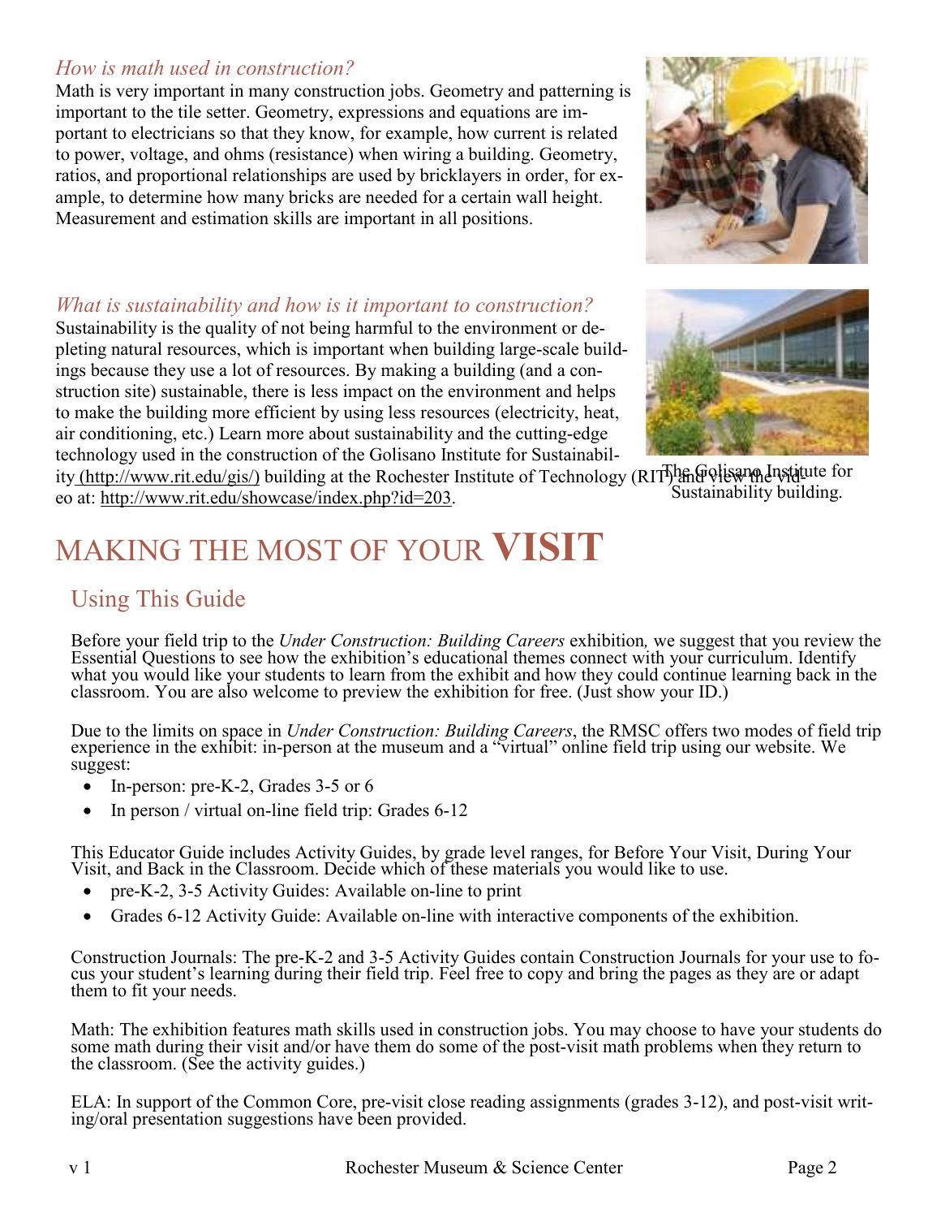*How is math used in construction?*

Math is very important in many construction jobs. Geometry and patterning is important to the tile setter. Geometry, expressions and equations are important to electricians so that they know, for example, how current is related to power, voltage, and ohms (resistance) when wiring a building. Geometry, ratios, and proportional relationships are used by bricklayers in order, for example, to determine how many bricks are needed for a certain wall height. Measurement and estimation skills are important in all positions.

*What is sustainability and how is it important to construction?*

Sustainability is the quality of not being harmful to the environment or depleting natural resources, which is important when building large-scale buildings because they use a lot of resources. By making a building (and a construction site) sustainable, there is less impact on the environment and helps to make the building more efficient by using less resources (electricity, heat, air conditioning, etc.) Learn more about sustainability and the cutting-edge technology used in the construction of the Golisano Institute for Sustainability (http://www.rit.edu/gis/) building at the Rochester Institute of Technology (RIT) and view the video at: http://www.rit.edu/showcase/index.php?id=203.

The Golisano Institute for Sustainability building.

# MAKING THE MOST OF YOUR VISIT

## Using This Guide

Before your field trip to the *Under Construction: Building Careers* exhibition, we suggest that you review the Essential Questions to see how the exhibition's educational themes connect with your curriculum. Identify what you would like your students to learn from the exhibit and how they could continue learning back in the classroom. You are also welcome to preview the exhibition for free. (Just show your ID.)

Due to the limits on space in *Under Construction: Building Careers*, the RMSC offers two modes of field trip experience in the exhibit: in-person at the museum and a "virtual" online field trip using our website. We suggest:

- In-person: pre-K-2, Grades 3-5 or 6
- In person / virtual on-line field trip: Grades 6-12

This Educator Guide includes Activity Guides, by grade level ranges, for Before Your Visit, During Your Visit, and Back in the Classroom. Decide which of these materials you would like to use.

- pre-K-2, 3-5 Activity Guides: Available on-line to print
- Grades 6-12 Activity Guide: Available on-line with interactive components of the exhibition.

Construction Journals: The pre-K-2 and 3-5 Activity Guides contain Construction Journals for your use to focus your student's learning during their field trip. Feel free to copy and bring the pages as they are or adapt them to fit your needs.

Math: The exhibition features math skills used in construction jobs. You may choose to have your students do some math during their visit and/or have them do some of the post-visit math problems when they return to the classroom. (See the activity guides.)

ELA: In support of the Common Core, pre-visit close reading assignments (grades 3-12), and post-visit writing/oral presentation suggestions have been provided.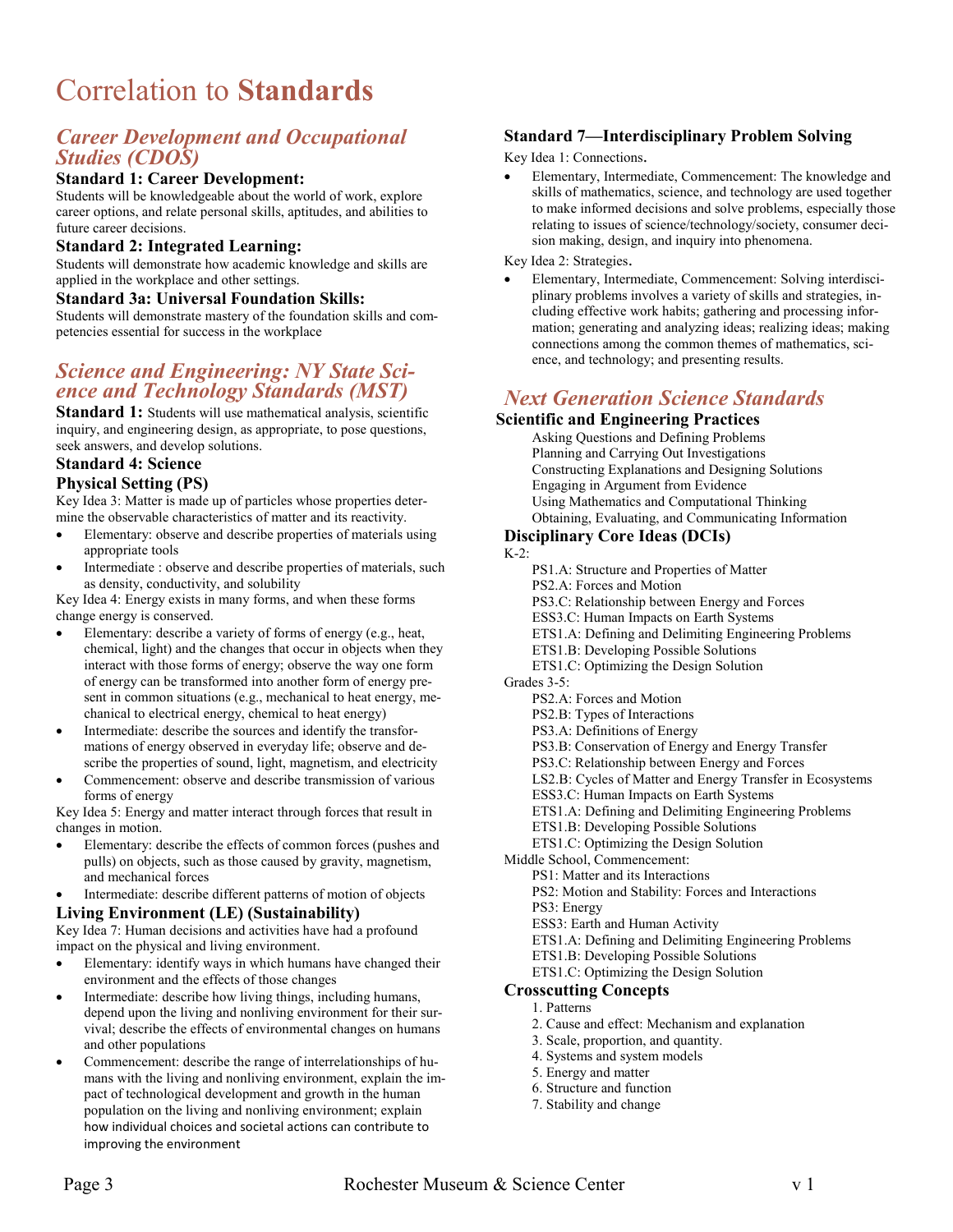# Correlation to **Standards**

## *Career Development and Occupational Studies (CDOS)*

### Standard 1: Career Development:

Students will be knowledgeable about the world of work, explore career options, and relate personal skills, aptitudes, and abilities to future career decisions.

### Standard 2: Integrated Learning:

Students will demonstrate how academic knowledge and skills are applied in the workplace and other settings.

### Standard 3a: Universal Foundation Skills:

Students will demonstrate mastery of the foundation skills and competencies essential for success in the workplace

## *Science and Engineering: NY State Science and Technology Standards (MST)*

**Standard 1:** Students will use mathematical analysis, scientific inquiry, and engineering design, as appropriate, to pose questions, seek answers, and develop solutions.

### Standard 4: Science

### Physical Setting (PS)

Key Idea 3: Matter is made up of particles whose properties determine the observable characteristics of matter and its reactivity.

- Elementary: observe and describe properties of materials using appropriate tools
- Intermediate : observe and describe properties of materials, such as density, conductivity, and solubility

Key Idea 4: Energy exists in many forms, and when these forms change energy is conserved.

- Elementary: describe a variety of forms of energy (e.g., heat, chemical, light) and the changes that occur in objects when they interact with those forms of energy; observe the way one form of energy can be transformed into another form of energy present in common situations (e.g., mechanical to heat energy, mechanical to electrical energy, chemical to heat energy)
- Intermediate: describe the sources and identify the transformations of energy observed in everyday life; observe and describe the properties of sound, light, magnetism, and electricity
- Commencement: observe and describe transmission of various forms of energy

Key Idea 5: Energy and matter interact through forces that result in changes in motion.

- Elementary: describe the effects of common forces (pushes and pulls) on objects, such as those caused by gravity, magnetism, and mechanical forces
- Intermediate: describe different patterns of motion of objects

### Living Environment (LE) (Sustainability)

Key Idea 7: Human decisions and activities have had a profound impact on the physical and living environment.

- Elementary: identify ways in which humans have changed their environment and the effects of those changes
- Intermediate: describe how living things, including humans, depend upon the living and nonliving environment for their survival; describe the effects of environmental changes on humans and other populations
- Commencement: describe the range of interrelationships of humans with the living and nonliving environment, explain the impact of technological development and growth in the human population on the living and nonliving environment; explain how individual choices and societal actions can contribute to improving the environment

### Standard 7—Interdisciplinary Problem Solving

Key Idea 1: Connections.

- Elementary, Intermediate, Commencement: The knowledge and skills of mathematics, science, and technology are used together to make informed decisions and solve problems, especially those relating to issues of science/technology/society, consumer decision making, design, and inquiry into phenomena.

Key Idea 2: Strategies.

- Elementary, Intermediate, Commencement: Solving interdisciplinary problems involves a variety of skills and strategies, including effective work habits; gathering and processing information; generating and analyzing ideas; realizing ideas; making connections among the common themes of mathematics, science, and technology; and presenting results.

## *Next Generation Science Standards*

### Scientific and Engineering Practices

Asking Questions and Defining Problems
Planning and Carrying Out Investigations
Constructing Explanations and Designing Solutions
Engaging in Argument from Evidence
Using Mathematics and Computational Thinking
Obtaining, Evaluating, and Communicating Information

### Disciplinary Core Ideas (DCIs)

K-2:

PS1.A: Structure and Properties of Matter
PS2.A: Forces and Motion
PS3.C: Relationship between Energy and Forces
ESS3.C: Human Impacts on Earth Systems
ETS1.A: Defining and Delimiting Engineering Problems
ETS1.B: Developing Possible Solutions
ETS1.C: Optimizing the Design Solution

Grades 3-5:

PS2.A: Forces and Motion
PS2.B: Types of Interactions
PS3.A: Definitions of Energy
PS3.B: Conservation of Energy and Energy Transfer
PS3.C: Relationship between Energy and Forces
LS2.B: Cycles of Matter and Energy Transfer in Ecosystems
ESS3.C: Human Impacts on Earth Systems
ETS1.A: Defining and Delimiting Engineering Problems
ETS1.B: Developing Possible Solutions
ETS1.C: Optimizing the Design Solution

Middle School, Commencement:

PS1: Matter and its Interactions
PS2: Motion and Stability: Forces and Interactions
PS3: Energy
ESS3: Earth and Human Activity
ETS1.A: Defining and Delimiting Engineering Problems
ETS1.B: Developing Possible Solutions
ETS1.C: Optimizing the Design Solution

### Crosscutting Concepts

1. Patterns
2. Cause and effect: Mechanism and explanation
3. Scale, proportion, and quantity.
4. Systems and system models
5. Energy and matter
6. Structure and function
7. Stability and change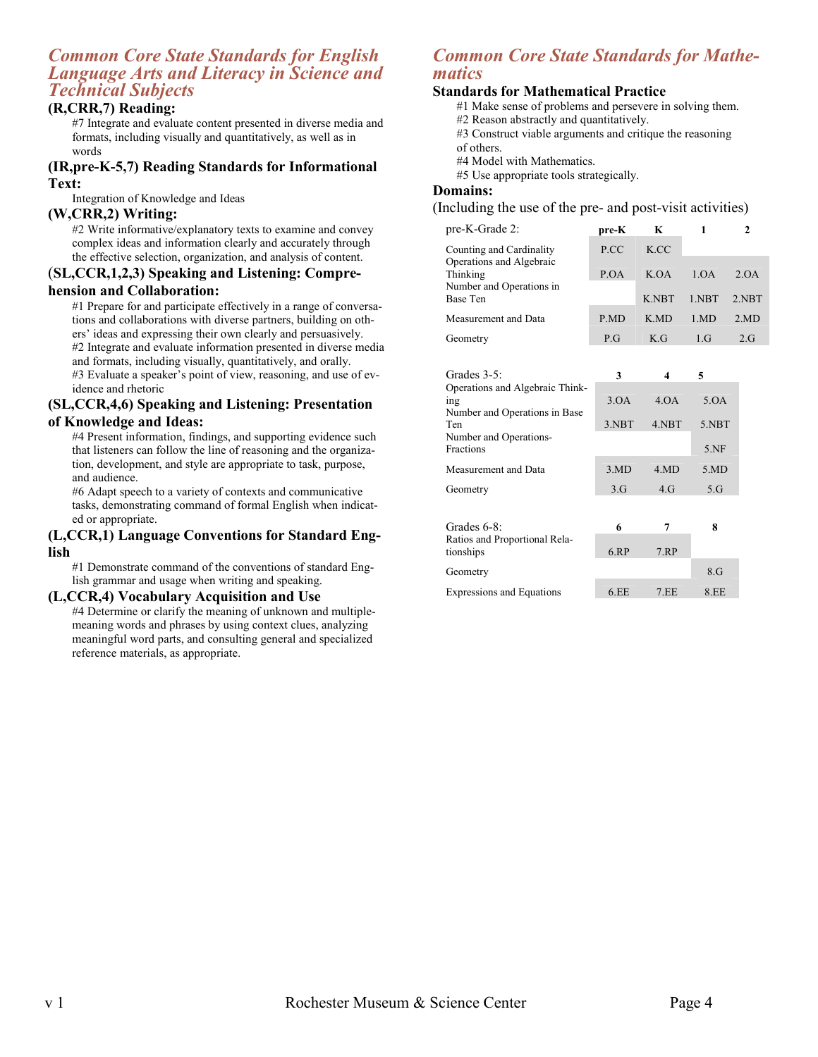## *Common Core State Standards for English Language Arts and Literacy in Science and Technical Subjects*

### (R,CRR,7) Reading:

#7 Integrate and evaluate content presented in diverse media and formats, including visually and quantitatively, as well as in words

### (IR,pre-K-5,7) Reading Standards for Informational Text:

Integration of Knowledge and Ideas

### (W,CRR,2) Writing:

#2 Write informative/explanatory texts to examine and convey complex ideas and information clearly and accurately through the effective selection, organization, and analysis of content.

### (SL,CCR,1,2,3) Speaking and Listening: Comprehension and Collaboration:

#1 Prepare for and participate effectively in a range of conversations and collaborations with diverse partners, building on others' ideas and expressing their own clearly and persuasively.
#2 Integrate and evaluate information presented in diverse media and formats, including visually, quantitatively, and orally.
#3 Evaluate a speaker's point of view, reasoning, and use of evidence and rhetoric

### (SL,CCR,4,6) Speaking and Listening: Presentation of Knowledge and Ideas:

#4 Present information, findings, and supporting evidence such that listeners can follow the line of reasoning and the organization, development, and style are appropriate to task, purpose, and audience.
#6 Adapt speech to a variety of contexts and communicative tasks, demonstrating command of formal English when indicated or appropriate.

### (L,CCR,1) Language Conventions for Standard English

#1 Demonstrate command of the conventions of standard English grammar and usage when writing and speaking.

### (L,CCR,4) Vocabulary Acquisition and Use

#4 Determine or clarify the meaning of unknown and multiple-meaning words and phrases by using context clues, analyzing meaningful word parts, and consulting general and specialized reference materials, as appropriate.

## *Common Core State Standards for Mathematics*

### Standards for Mathematical Practice

#1 Make sense of problems and persevere in solving them.
#2 Reason abstractly and quantitatively.
#3 Construct viable arguments and critique the reasoning of others.
#4 Model with Mathematics.
#5 Use appropriate tools strategically.

### Domains:

(Including the use of the pre- and post-visit activities)

| pre-K-Grade 2: | pre-K | K | 1 | 2 |
|---|---|---|---|---|
| Counting and Cardinality | P.CC | K.CC | | |
| Operations and Algebraic Thinking | P.OA | K.OA | 1.OA | 2.OA |
| Number and Operations in Base Ten | | K.NBT | 1.NBT | 2.NBT |
| Measurement and Data | P.MD | K.MD | 1.MD | 2.MD |
| Geometry | P.G | K.G | 1.G | 2.G |

| Grades 3-5: | 3 | 4 | 5 |
|---|---|---|---|
| Operations and Algebraic Thinking | 3.OA | 4.OA | 5.OA |
| Number and Operations in Base Ten | 3.NBT | 4.NBT | 5.NBT |
| Number and Operations-Fractions | | | 5.NF |
| Measurement and Data | 3.MD | 4.MD | 5.MD |
| Geometry | 3.G | 4.G | 5.G |

| Grades 6-8: | 6 | 7 | 8 |
|---|---|---|---|
| Ratios and Proportional Relationships | 6.RP | 7.RP | |
| Geometry | | | 8.G |
| Expressions and Equations | 6.EE | 7.EE | 8.EE |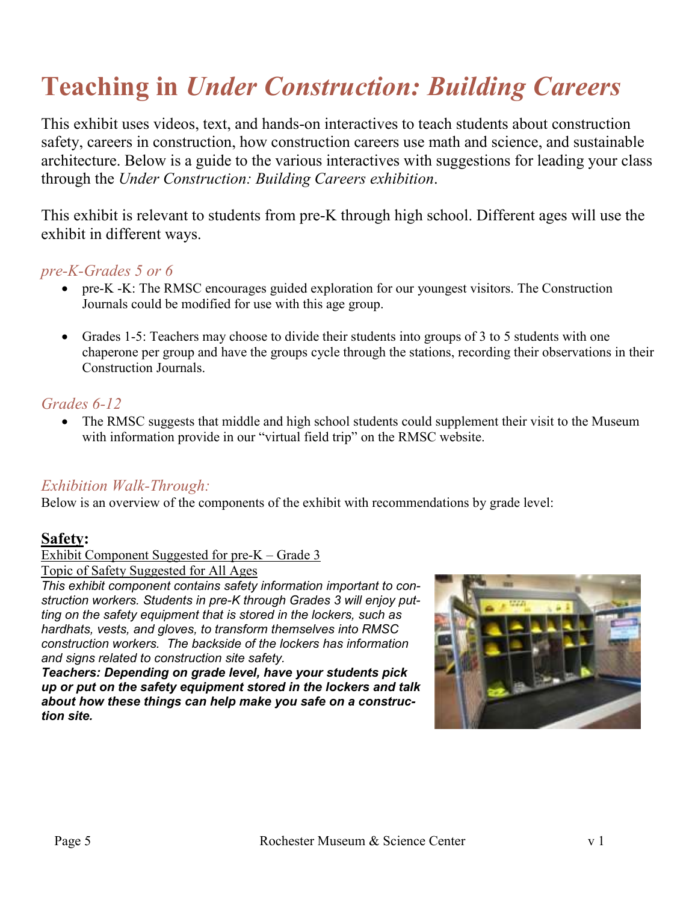# Teaching in *Under Construction: Building Careers*

This exhibit uses videos, text, and hands-on interactives to teach students about construction safety, careers in construction, how construction careers use math and science, and sustainable architecture. Below is a guide to the various interactives with suggestions for leading your class through the *Under Construction: Building Careers exhibition*.

This exhibit is relevant to students from pre-K through high school. Different ages will use the exhibit in different ways.

### *pre-K-Grades 5 or 6*

- pre-K -K: The RMSC encourages guided exploration for our youngest visitors. The Construction Journals could be modified for use with this age group.
- Grades 1-5: Teachers may choose to divide their students into groups of 3 to 5 students with one chaperone per group and have the groups cycle through the stations, recording their observations in their Construction Journals.

### *Grades 6-12*

- The RMSC suggests that middle and high school students could supplement their visit to the Museum with information provide in our "virtual field trip" on the RMSC website.

### *Exhibition Walk-Through:*

Below is an overview of the components of the exhibit with recommendations by grade level:

## Safety:

Exhibit Component Suggested for pre-K – Grade 3

Topic of Safety Suggested for All Ages

*This exhibit component contains safety information important to construction workers. Students in pre-K through Grades 3 will enjoy putting on the safety equipment that is stored in the lockers, such as hardhats, vests, and gloves, to transform themselves into RMSC construction workers. The backside of the lockers has information and signs related to construction site safety.*

***Teachers: Depending on grade level, have your students pick up or put on the safety equipment stored in the lockers and talk about how these things can help make you safe on a construction site.***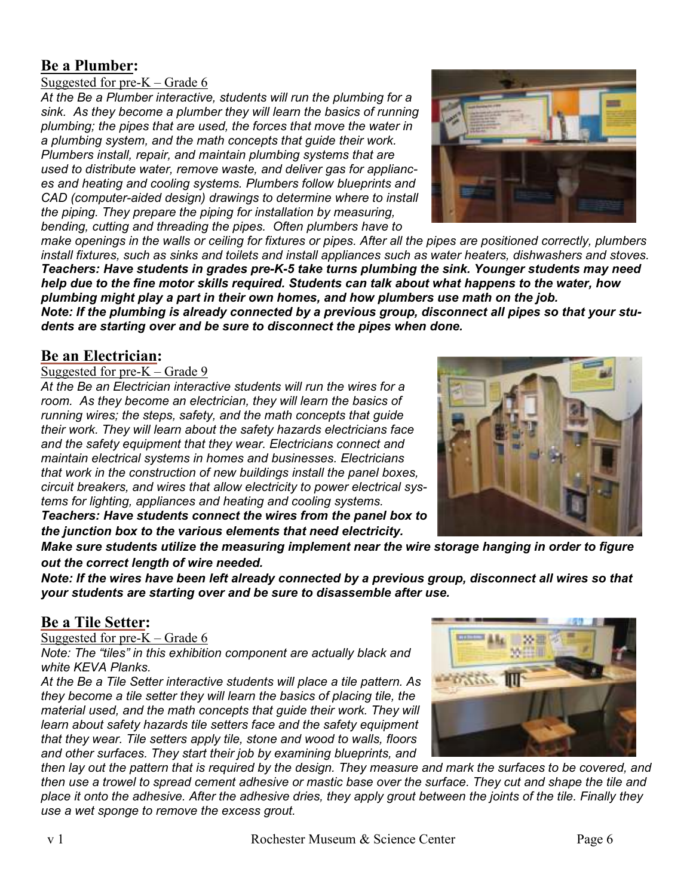## Be a Plumber:

Suggested for pre-K – Grade 6

*At the Be a Plumber interactive, students will run the plumbing for a sink. As they become a plumber they will learn the basics of running plumbing; the pipes that are used, the forces that move the water in a plumbing system, and the math concepts that guide their work. Plumbers install, repair, and maintain plumbing systems that are used to distribute water, remove waste, and deliver gas for appliances and heating and cooling systems. Plumbers follow blueprints and CAD (computer-aided design) drawings to determine where to install the piping. They prepare the piping for installation by measuring, bending, cutting and threading the pipes. Often plumbers have to make openings in the walls or ceiling for fixtures or pipes. After all the pipes are positioned correctly, plumbers install fixtures, such as sinks and toilets and install appliances such as water heaters, dishwashers and stoves.*

***Teachers: Have students in grades pre-K-5 take turns plumbing the sink. Younger students may need help due to the fine motor skills required. Students can talk about what happens to the water, how plumbing might play a part in their own homes, and how plumbers use math on the job.***

***Note: If the plumbing is already connected by a previous group, disconnect all pipes so that your students are starting over and be sure to disconnect the pipes when done.***

## Be an Electrician:

Suggested for pre-K – Grade 9

*At the Be an Electrician interactive students will run the wires for a room. As they become an electrician, they will learn the basics of running wires; the steps, safety, and the math concepts that guide their work. They will learn about the safety hazards electricians face and the safety equipment that they wear. Electricians connect and maintain electrical systems in homes and businesses. Electricians that work in the construction of new buildings install the panel boxes, circuit breakers, and wires that allow electricity to power electrical systems for lighting, appliances and heating and cooling systems.*

***Teachers: Have students connect the wires from the panel box to the junction box to the various elements that need electricity. Make sure students utilize the measuring implement near the wire storage hanging in order to figure out the correct length of wire needed.***

***Note: If the wires have been left already connected by a previous group, disconnect all wires so that your students are starting over and be sure to disassemble after use.***

## Be a Tile Setter:

Suggested for pre-K – Grade 6

*Note: The "tiles" in this exhibition component are actually black and white KEVA Planks.*

*At the Be a Tile Setter interactive students will place a tile pattern. As they become a tile setter they will learn the basics of placing tile, the material used, and the math concepts that guide their work. They will learn about safety hazards tile setters face and the safety equipment that they wear. Tile setters apply tile, stone and wood to walls, floors and other surfaces. They start their job by examining blueprints, and then lay out the pattern that is required by the design. They measure and mark the surfaces to be covered, and then use a trowel to spread cement adhesive or mastic base over the surface. They cut and shape the tile and place it onto the adhesive. After the adhesive dries, they apply grout between the joints of the tile. Finally they use a wet sponge to remove the excess grout.*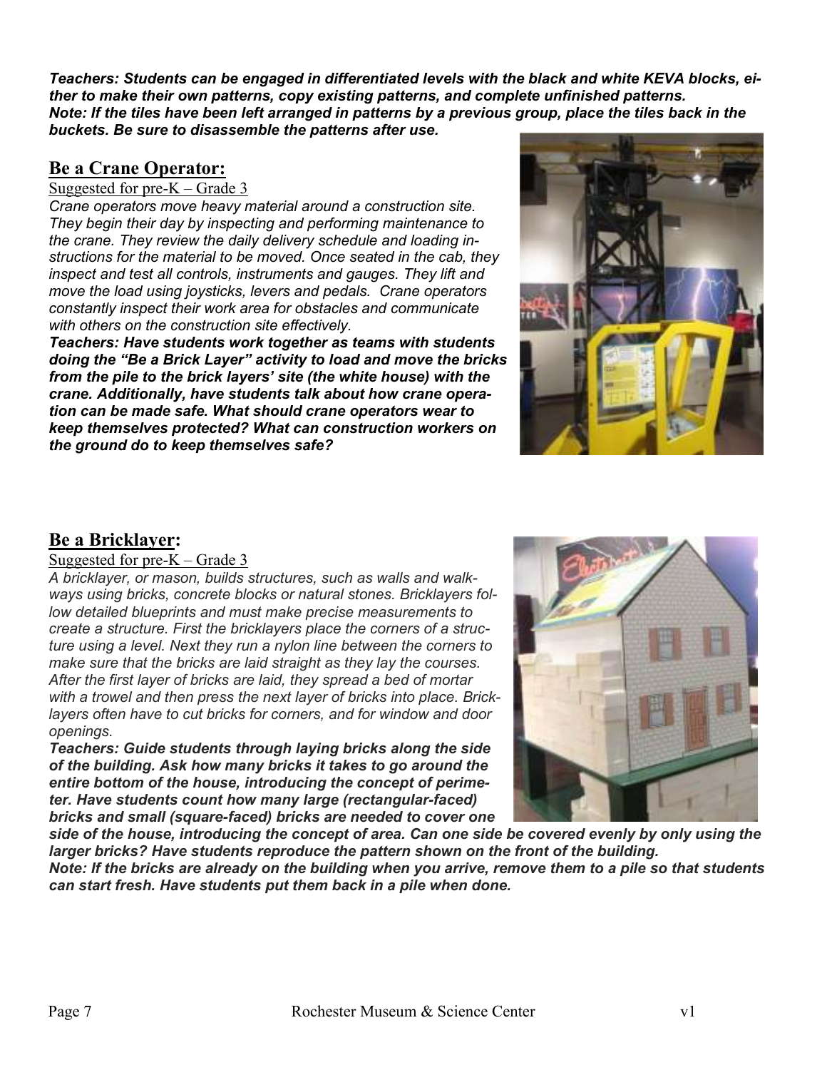***Teachers: Students can be engaged in differentiated levels with the black and white KEVA blocks, either to make their own patterns, copy existing patterns, and complete unfinished patterns.***
***Note: If the tiles have been left arranged in patterns by a previous group, place the tiles back in the buckets. Be sure to disassemble the patterns after use.***

## Be a Crane Operator:

Suggested for pre-K – Grade 3

*Crane operators move heavy material around a construction site. They begin their day by inspecting and performing maintenance to the crane. They review the daily delivery schedule and loading instructions for the material to be moved. Once seated in the cab, they inspect and test all controls, instruments and gauges. They lift and move the load using joysticks, levers and pedals. Crane operators constantly inspect their work area for obstacles and communicate with others on the construction site effectively.*

***Teachers: Have students work together as teams with students doing the "Be a Brick Layer" activity to load and move the bricks from the pile to the brick layers' site (the white house) with the crane. Additionally, have students talk about how crane operation can be made safe. What should crane operators wear to keep themselves protected? What can construction workers on the ground do to keep themselves safe?***

## Be a Bricklayer:

Suggested for pre-K – Grade 3

*A bricklayer, or mason, builds structures, such as walls and walkways using bricks, concrete blocks or natural stones. Bricklayers follow detailed blueprints and must make precise measurements to create a structure. First the bricklayers place the corners of a structure using a level. Next they run a nylon line between the corners to make sure that the bricks are laid straight as they lay the courses. After the first layer of bricks are laid, they spread a bed of mortar with a trowel and then press the next layer of bricks into place. Bricklayers often have to cut bricks for corners, and for window and door openings.*

***Teachers: Guide students through laying bricks along the side of the building. Ask how many bricks it takes to go around the entire bottom of the house, introducing the concept of perimeter. Have students count how many large (rectangular-faced) bricks and small (square-faced) bricks are needed to cover one side of the house, introducing the concept of area. Can one side be covered evenly by only using the larger bricks? Have students reproduce the pattern shown on the front of the building.***
***Note: If the bricks are already on the building when you arrive, remove them to a pile so that students can start fresh. Have students put them back in a pile when done.***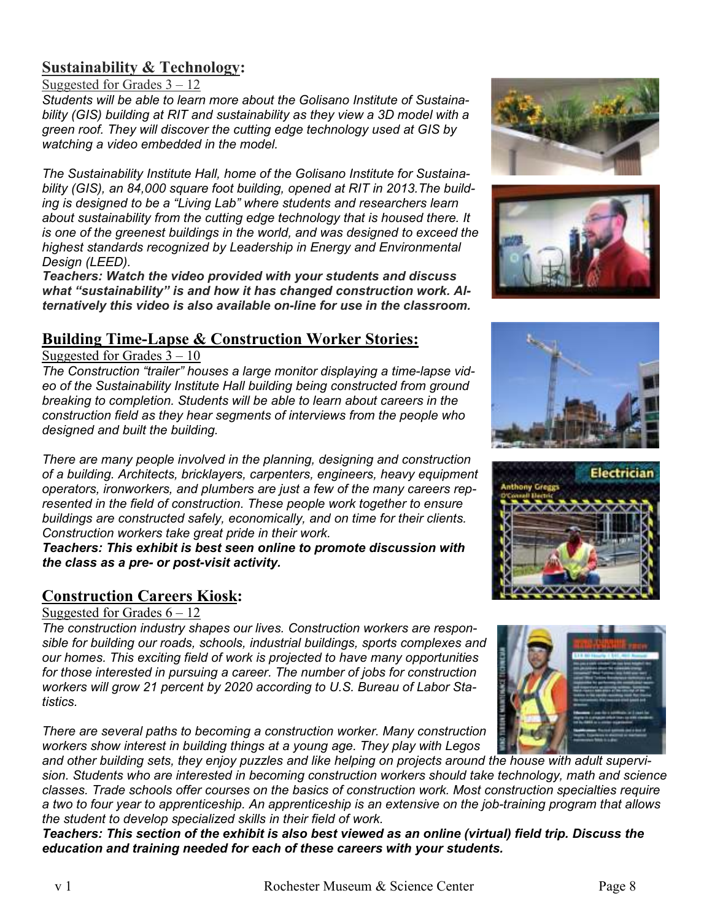## Sustainability & Technology:

Suggested for Grades 3 – 12

*Students will be able to learn more about the Golisano Institute of Sustainability (GIS) building at RIT and sustainability as they view a 3D model with a green roof. They will discover the cutting edge technology used at GIS by watching a video embedded in the model.*

*The Sustainability Institute Hall, home of the Golisano Institute for Sustainability (GIS), an 84,000 square foot building, opened at RIT in 2013.The building is designed to be a "Living Lab" where students and researchers learn about sustainability from the cutting edge technology that is housed there. It is one of the greenest buildings in the world, and was designed to exceed the highest standards recognized by Leadership in Energy and Environmental Design (LEED).*

***Teachers: Watch the video provided with your students and discuss what "sustainability" is and how it has changed construction work. Alternatively this video is also available on-line for use in the classroom.***

## Building Time-Lapse & Construction Worker Stories:

Suggested for Grades 3 – 10

*The Construction "trailer" houses a large monitor displaying a time-lapse video of the Sustainability Institute Hall building being constructed from ground breaking to completion. Students will be able to learn about careers in the construction field as they hear segments of interviews from the people who designed and built the building.*

*There are many people involved in the planning, designing and construction of a building. Architects, bricklayers, carpenters, engineers, heavy equipment operators, ironworkers, and plumbers are just a few of the many careers represented in the field of construction. These people work together to ensure buildings are constructed safely, economically, and on time for their clients. Construction workers take great pride in their work.*

***Teachers: This exhibit is best seen online to promote discussion with the class as a pre- or post-visit activity.***

## Construction Careers Kiosk:

Suggested for Grades 6 – 12

*The construction industry shapes our lives. Construction workers are responsible for building our roads, schools, industrial buildings, sports complexes and our homes. This exciting field of work is projected to have many opportunities for those interested in pursuing a career. The number of jobs for construction workers will grow 21 percent by 2020 according to U.S. Bureau of Labor Statistics.*

*There are several paths to becoming a construction worker. Many construction workers show interest in building things at a young age. They play with Legos and other building sets, they enjoy puzzles and like helping on projects around the house with adult supervision. Students who are interested in becoming construction workers should take technology, math and science classes. Trade schools offer courses on the basics of construction work. Most construction specialties require a two to four year to apprenticeship. An apprenticeship is an extensive on the job-training program that allows the student to develop specialized skills in their field of work.*

***Teachers: This section of the exhibit is also best viewed as an online (virtual) field trip. Discuss the education and training needed for each of these careers with your students.***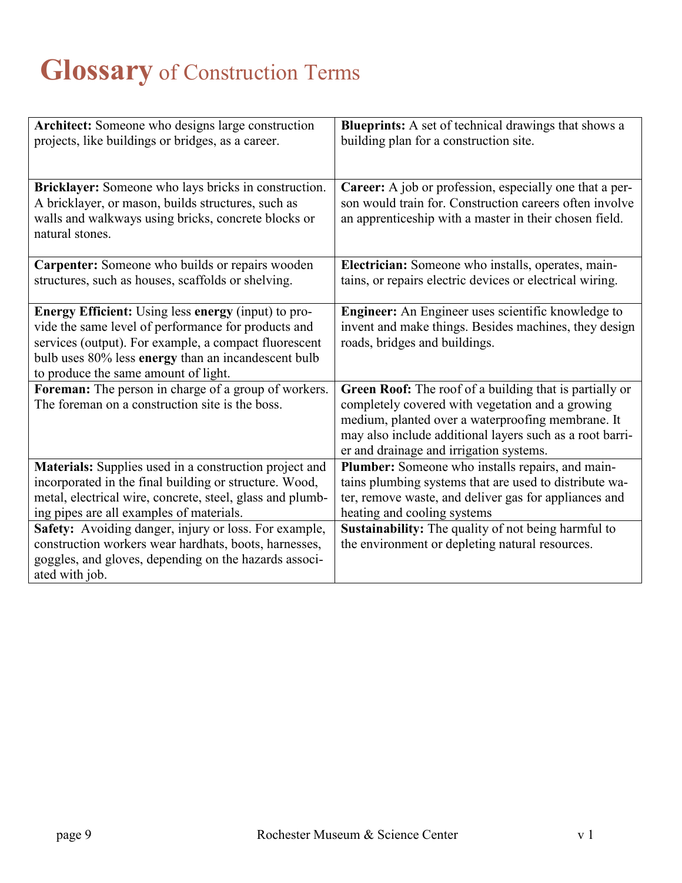# **Glossary** of Construction Terms

| | |
|---|---|
| **Architect:** Someone who designs large construction projects, like buildings or bridges, as a career. | **Blueprints:** A set of technical drawings that shows a building plan for a construction site. |
| **Bricklayer:** Someone who lays bricks in construction. A bricklayer, or mason, builds structures, such as walls and walkways using bricks, concrete blocks or natural stones. | **Career:** A job or profession, especially one that a person would train for. Construction careers often involve an apprenticeship with a master in their chosen field. |
| **Carpenter:** Someone who builds or repairs wooden structures, such as houses, scaffolds or shelving. | **Electrician:** Someone who installs, operates, maintains, or repairs electric devices or electrical wiring. |
| **Energy Efficient:** Using less **energy** (input) to provide the same level of performance for products and services (output). For example, a compact fluorescent bulb uses 80% less **energy** than an incandescent bulb to produce the same amount of light. | **Engineer:** An Engineer uses scientific knowledge to invent and make things. Besides machines, they design roads, bridges and buildings. |
| **Foreman:** The person in charge of a group of workers. The foreman on a construction site is the boss. | **Green Roof:** The roof of a building that is partially or completely covered with vegetation and a growing medium, planted over a waterproofing membrane. It may also include additional layers such as a root barrier and drainage and irrigation systems. |
| **Materials:** Supplies used in a construction project and incorporated in the final building or structure. Wood, metal, electrical wire, concrete, steel, glass and plumbing pipes are all examples of materials. | **Plumber:** Someone who installs repairs, and maintains plumbing systems that are used to distribute water, remove waste, and deliver gas for appliances and heating and cooling systems |
| **Safety:** Avoiding danger, injury or loss. For example, construction workers wear hardhats, boots, harnesses, goggles, and gloves, depending on the hazards associated with job. | **Sustainability:** The quality of not being harmful to the environment or depleting natural resources. |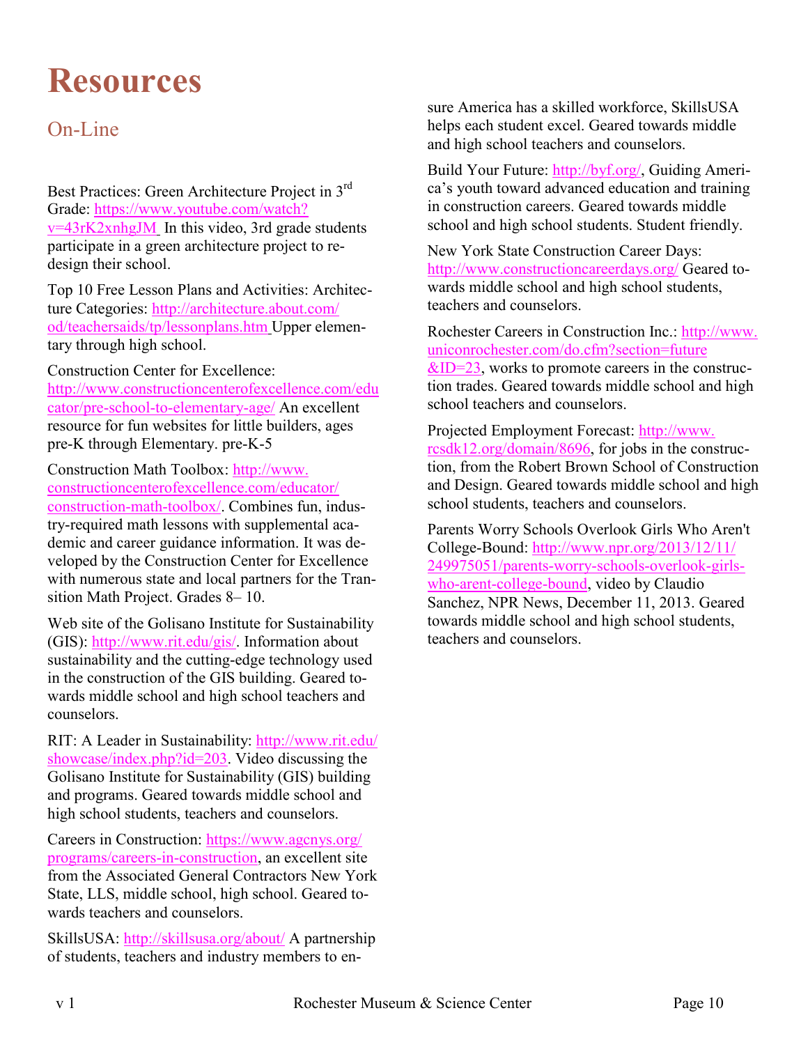# Resources

## On-Line

Best Practices: Green Architecture Project in 3rd Grade: https://www.youtube.com/watch?v=43rK2xnhgJM In this video, 3rd grade students participate in a green architecture project to redesign their school.

Top 10 Free Lesson Plans and Activities: Architecture Categories: http://architecture.about.com/od/teachersaids/tp/lessonplans.htm Upper elementary through high school.

Construction Center for Excellence: http://www.constructioncenterofexcellence.com/educator/pre-school-to-elementary-age/ An excellent resource for fun websites for little builders, ages pre-K through Elementary. pre-K-5

Construction Math Toolbox: http://www.constructioncenterofexcellence.com/educator/construction-math-toolbox/. Combines fun, industry-required math lessons with supplemental academic and career guidance information. It was developed by the Construction Center for Excellence with numerous state and local partners for the Transition Math Project. Grades 8– 10.

Web site of the Golisano Institute for Sustainability (GIS): http://www.rit.edu/gis/. Information about sustainability and the cutting-edge technology used in the construction of the GIS building. Geared towards middle school and high school teachers and counselors.

RIT: A Leader in Sustainability: http://www.rit.edu/showcase/index.php?id=203. Video discussing the Golisano Institute for Sustainability (GIS) building and programs. Geared towards middle school and high school students, teachers and counselors.

Careers in Construction: https://www.agcnys.org/programs/careers-in-construction, an excellent site from the Associated General Contractors New York State, LLS, middle school, high school. Geared towards teachers and counselors.

SkillsUSA: http://skillsusa.org/about/ A partnership of students, teachers and industry members to ensure America has a skilled workforce, SkillsUSA helps each student excel. Geared towards middle and high school teachers and counselors.

Build Your Future: http://byf.org/, Guiding America's youth toward advanced education and training in construction careers. Geared towards middle school and high school students. Student friendly.

New York State Construction Career Days: http://www.constructioncareerdays.org/ Geared towards middle school and high school students, teachers and counselors.

Rochester Careers in Construction Inc.: http://www.uniconrochester.com/do.cfm?section=future&ID=23, works to promote careers in the construction trades. Geared towards middle school and high school teachers and counselors.

Projected Employment Forecast: http://www.rcsdk12.org/domain/8696, for jobs in the construction, from the Robert Brown School of Construction and Design. Geared towards middle school and high school students, teachers and counselors.

Parents Worry Schools Overlook Girls Who Aren't College-Bound: http://www.npr.org/2013/12/11/249975051/parents-worry-schools-overlook-girls-who-arent-college-bound, video by Claudio Sanchez, NPR News, December 11, 2013. Geared towards middle school and high school students, teachers and counselors.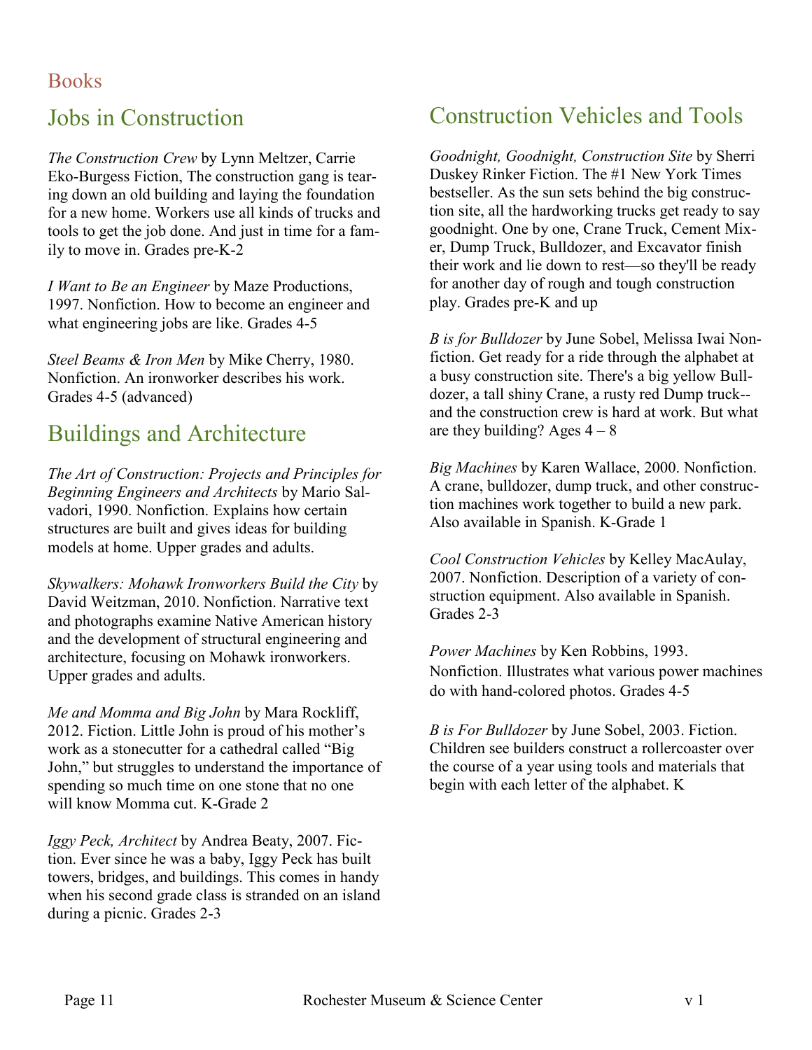## Books

## Jobs in Construction

*The Construction Crew* by Lynn Meltzer, Carrie Eko-Burgess Fiction, The construction gang is tearing down an old building and laying the foundation for a new home. Workers use all kinds of trucks and tools to get the job done. And just in time for a family to move in. Grades pre-K-2

*I Want to Be an Engineer* by Maze Productions, 1997. Nonfiction. How to become an engineer and what engineering jobs are like. Grades 4-5

*Steel Beams & Iron Men* by Mike Cherry, 1980. Nonfiction. An ironworker describes his work. Grades 4-5 (advanced)

## Buildings and Architecture

*The Art of Construction: Projects and Principles for Beginning Engineers and Architects* by Mario Salvadori, 1990. Nonfiction. Explains how certain structures are built and gives ideas for building models at home. Upper grades and adults.

*Skywalkers: Mohawk Ironworkers Build the City* by David Weitzman, 2010. Nonfiction. Narrative text and photographs examine Native American history and the development of structural engineering and architecture, focusing on Mohawk ironworkers. Upper grades and adults.

*Me and Momma and Big John* by Mara Rockliff, 2012. Fiction. Little John is proud of his mother's work as a stonecutter for a cathedral called "Big John," but struggles to understand the importance of spending so much time on one stone that no one will know Momma cut. K-Grade 2

*Iggy Peck, Architect* by Andrea Beaty, 2007. Fiction. Ever since he was a baby, Iggy Peck has built towers, bridges, and buildings. This comes in handy when his second grade class is stranded on an island during a picnic. Grades 2-3

## Construction Vehicles and Tools

*Goodnight, Goodnight, Construction Site* by Sherri Duskey Rinker Fiction. The #1 New York Times bestseller. As the sun sets behind the big construction site, all the hardworking trucks get ready to say goodnight. One by one, Crane Truck, Cement Mixer, Dump Truck, Bulldozer, and Excavator finish their work and lie down to rest—so they'll be ready for another day of rough and tough construction play. Grades pre-K and up

*B is for Bulldozer* by June Sobel, Melissa Iwai Nonfiction. Get ready for a ride through the alphabet at a busy construction site. There's a big yellow Bulldozer, a tall shiny Crane, a rusty red Dump truck--and the construction crew is hard at work. But what are they building? Ages 4 – 8

*Big Machines* by Karen Wallace, 2000. Nonfiction. A crane, bulldozer, dump truck, and other construction machines work together to build a new park. Also available in Spanish. K-Grade 1

*Cool Construction Vehicles* by Kelley MacAulay, 2007. Nonfiction. Description of a variety of construction equipment. Also available in Spanish. Grades 2-3

*Power Machines* by Ken Robbins, 1993. Nonfiction. Illustrates what various power machines do with hand-colored photos. Grades 4-5

*B is For Bulldozer* by June Sobel, 2003. Fiction. Children see builders construct a rollercoaster over the course of a year using tools and materials that begin with each letter of the alphabet. K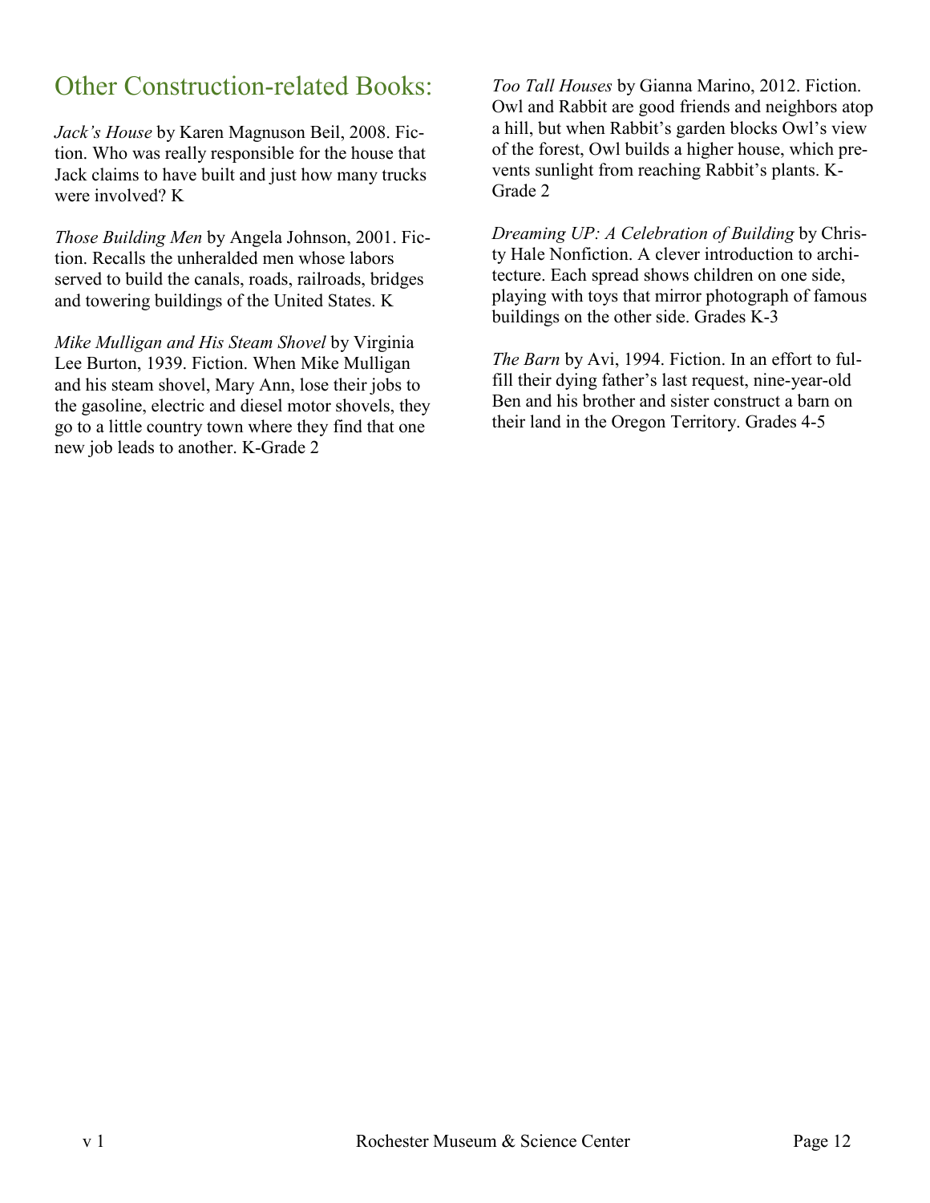## Other Construction-related Books:

*Jack's House* by Karen Magnuson Beil, 2008. Fiction. Who was really responsible for the house that Jack claims to have built and just how many trucks were involved? K

*Those Building Men* by Angela Johnson, 2001. Fiction. Recalls the unheralded men whose labors served to build the canals, roads, railroads, bridges and towering buildings of the United States. K

*Mike Mulligan and His Steam Shovel* by Virginia Lee Burton, 1939. Fiction. When Mike Mulligan and his steam shovel, Mary Ann, lose their jobs to the gasoline, electric and diesel motor shovels, they go to a little country town where they find that one new job leads to another. K-Grade 2

*Too Tall Houses* by Gianna Marino, 2012. Fiction. Owl and Rabbit are good friends and neighbors atop a hill, but when Rabbit's garden blocks Owl's view of the forest, Owl builds a higher house, which prevents sunlight from reaching Rabbit's plants. K-Grade 2

*Dreaming UP: A Celebration of Building* by Christy Hale Nonfiction. A clever introduction to architecture. Each spread shows children on one side, playing with toys that mirror photograph of famous buildings on the other side. Grades K-3

*The Barn* by Avi, 1994. Fiction. In an effort to fulfill their dying father's last request, nine-year-old Ben and his brother and sister construct a barn on their land in the Oregon Territory. Grades 4-5